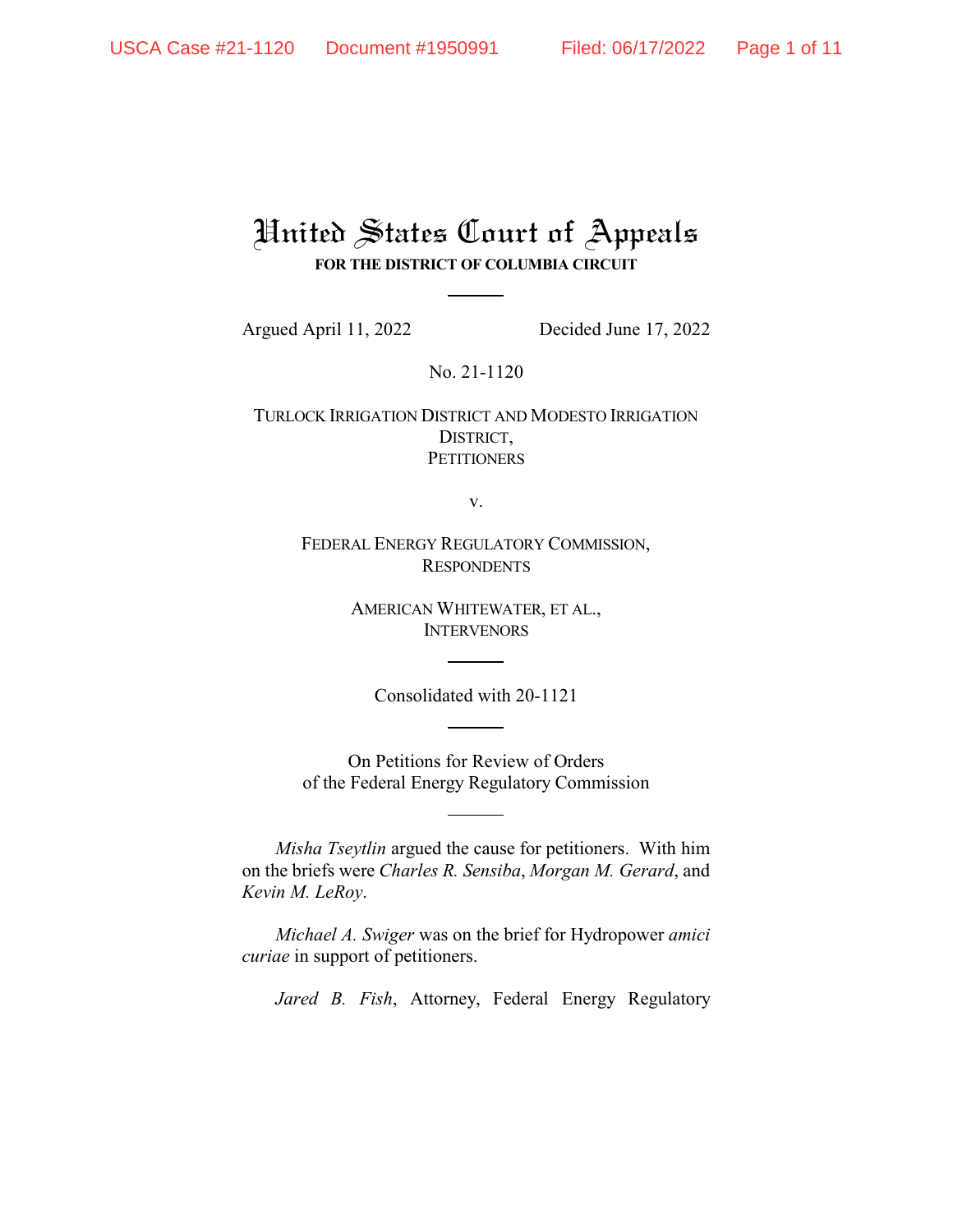# United States Court of Appeals

**FOR THE DISTRICT OF COLUMBIA CIRCUIT**

Argued April 11, 2022 Decided June 17, 2022

No. 21-1120

TURLOCK IRRIGATION DISTRICT AND MODESTO IRRIGATION DISTRICT,
PETITIONERS

v.

FEDERAL ENERGY REGULATORY COMMISSION,
RESPONDENTS

AMERICAN WHITEWATER, ET AL.,
INTERVENORS

Consolidated with 20-1121

On Petitions for Review of Orders
of the Federal Energy Regulatory Commission

*Misha Tseytlin* argued the cause for petitioners. With him on the briefs were *Charles R. Sensiba*, *Morgan M. Gerard*, and *Kevin M. LeRoy*.

*Michael A. Swiger* was on the brief for Hydropower *amici curiae* in support of petitioners.

*Jared B. Fish*, Attorney, Federal Energy Regulatory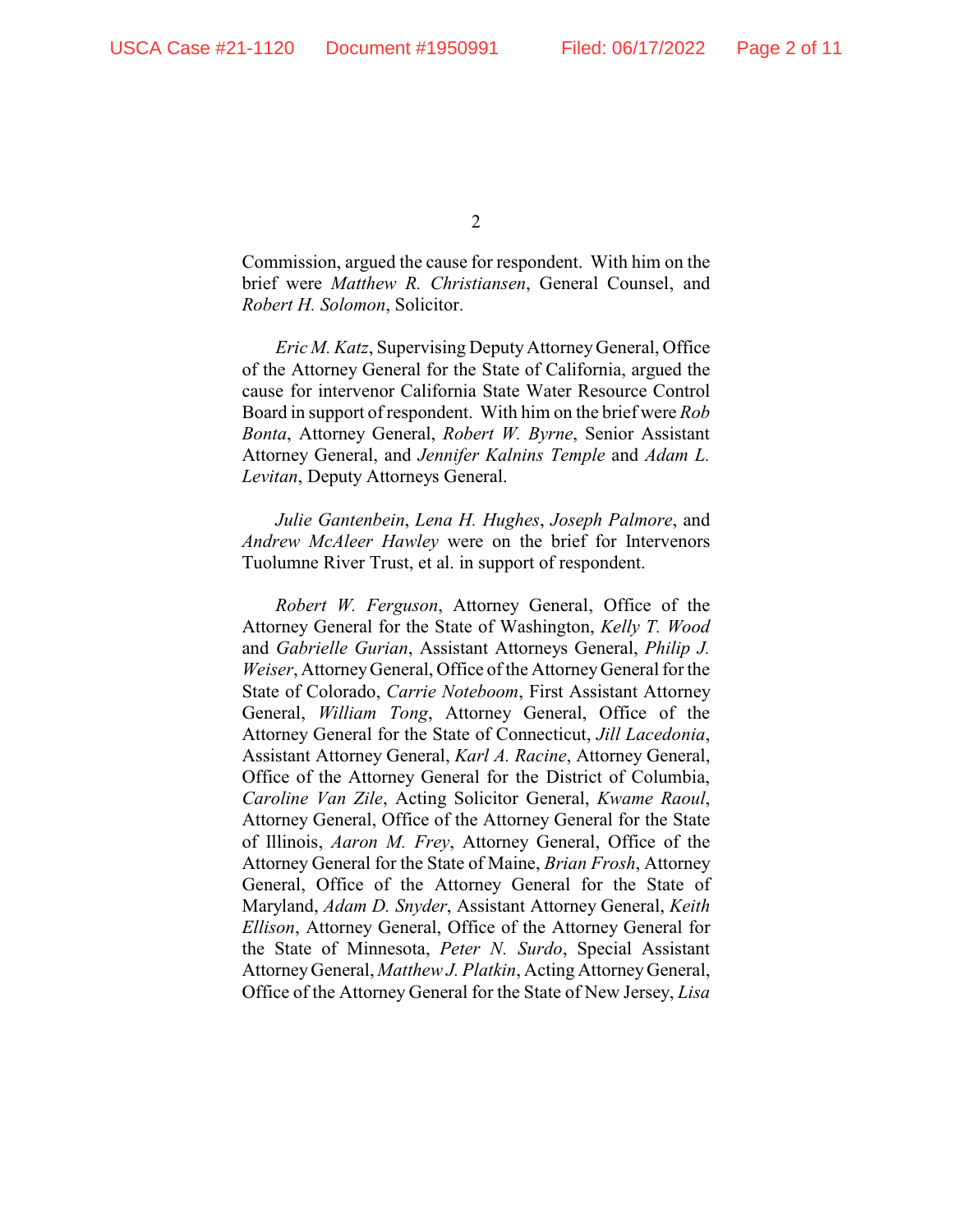Commission, argued the cause for respondent. With him on the brief were *Matthew R. Christiansen*, General Counsel, and *Robert H. Solomon*, Solicitor.

*Eric M. Katz*, Supervising Deputy Attorney General, Office of the Attorney General for the State of California, argued the cause for intervenor California State Water Resource Control Board in support of respondent. With him on the brief were *Rob Bonta*, Attorney General, *Robert W. Byrne*, Senior Assistant Attorney General, and *Jennifer Kalnins Temple* and *Adam L. Levitan*, Deputy Attorneys General.

*Julie Gantenbein*, *Lena H. Hughes*, *Joseph Palmore*, and *Andrew McAleer Hawley* were on the brief for Intervenors Tuolumne River Trust, et al. in support of respondent.

*Robert W. Ferguson*, Attorney General, Office of the Attorney General for the State of Washington, *Kelly T. Wood* and *Gabrielle Gurian*, Assistant Attorneys General, *Philip J. Weiser*, Attorney General, Office of the Attorney General for the State of Colorado, *Carrie Noteboom*, First Assistant Attorney General, *William Tong*, Attorney General, Office of the Attorney General for the State of Connecticut, *Jill Lacedonia*, Assistant Attorney General, *Karl A. Racine*, Attorney General, Office of the Attorney General for the District of Columbia, *Caroline Van Zile*, Acting Solicitor General, *Kwame Raoul*, Attorney General, Office of the Attorney General for the State of Illinois, *Aaron M. Frey*, Attorney General, Office of the Attorney General for the State of Maine, *Brian Frosh*, Attorney General, Office of the Attorney General for the State of Maryland, *Adam D. Snyder*, Assistant Attorney General, *Keith Ellison*, Attorney General, Office of the Attorney General for the State of Minnesota, *Peter N. Surdo*, Special Assistant Attorney General, *Matthew J. Platkin*, Acting Attorney General, Office of the Attorney General for the State of New Jersey, *Lisa*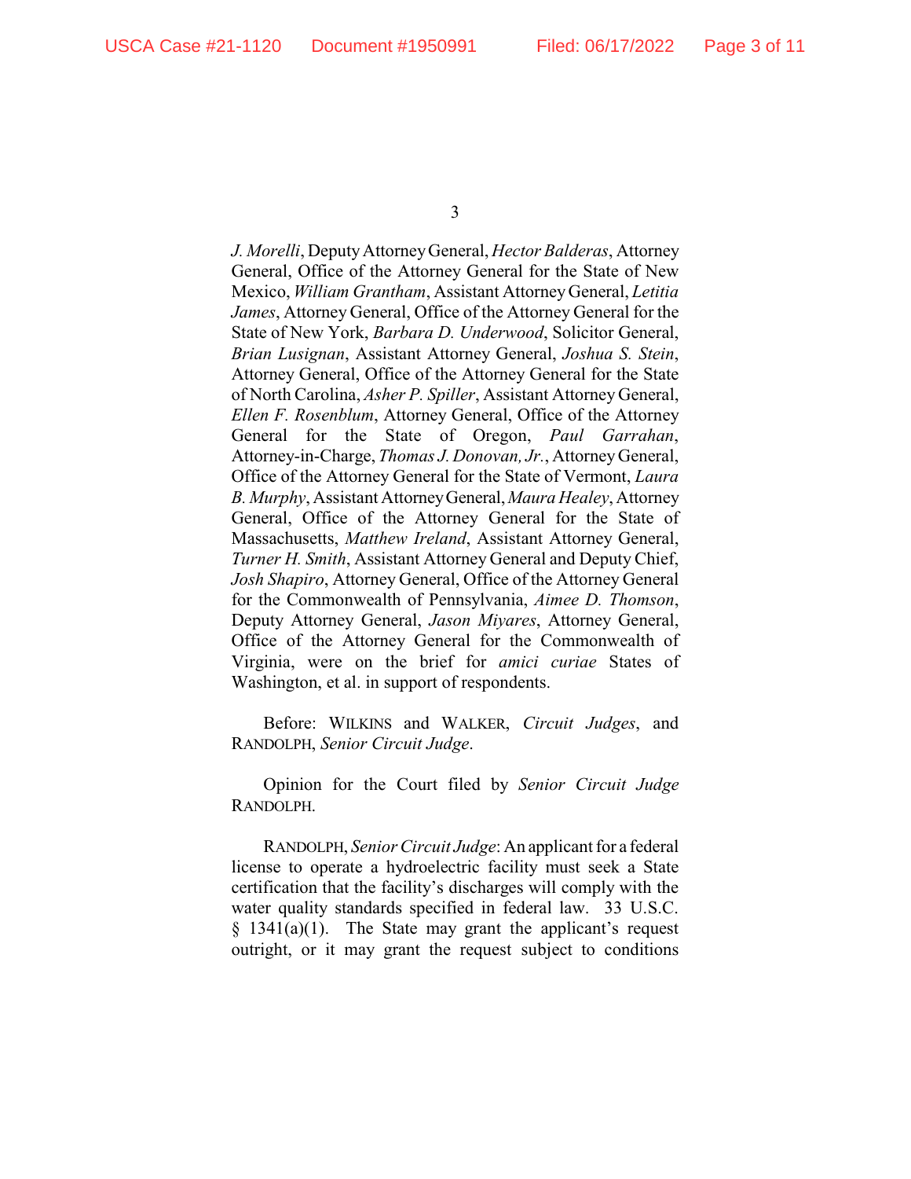*J. Morelli*, Deputy Attorney General, *Hector Balderas*, Attorney General, Office of the Attorney General for the State of New Mexico, *William Grantham*, Assistant Attorney General, *Letitia James*, Attorney General, Office of the Attorney General for the State of New York, *Barbara D. Underwood*, Solicitor General, *Brian Lusignan*, Assistant Attorney General, *Joshua S. Stein*, Attorney General, Office of the Attorney General for the State of North Carolina, *Asher P. Spiller*, Assistant Attorney General, *Ellen F. Rosenblum*, Attorney General, Office of the Attorney General for the State of Oregon, *Paul Garrahan*, Attorney-in-Charge, *Thomas J. Donovan, Jr.*, Attorney General, Office of the Attorney General for the State of Vermont, *Laura B. Murphy*, Assistant Attorney General, *Maura Healey*, Attorney General, Office of the Attorney General for the State of Massachusetts, *Matthew Ireland*, Assistant Attorney General, *Turner H. Smith*, Assistant Attorney General and Deputy Chief, *Josh Shapiro*, Attorney General, Office of the Attorney General for the Commonwealth of Pennsylvania, *Aimee D. Thomson*, Deputy Attorney General, *Jason Miyares*, Attorney General, Office of the Attorney General for the Commonwealth of Virginia, were on the brief for *amici curiae* States of Washington, et al. in support of respondents.

Before: WILKINS and WALKER, *Circuit Judges*, and RANDOLPH, *Senior Circuit Judge*.

Opinion for the Court filed by *Senior Circuit Judge* RANDOLPH.

RANDOLPH, *Senior Circuit Judge*: An applicant for a federal license to operate a hydroelectric facility must seek a State certification that the facility's discharges will comply with the water quality standards specified in federal law. 33 U.S.C. § 1341(a)(1). The State may grant the applicant's request outright, or it may grant the request subject to conditions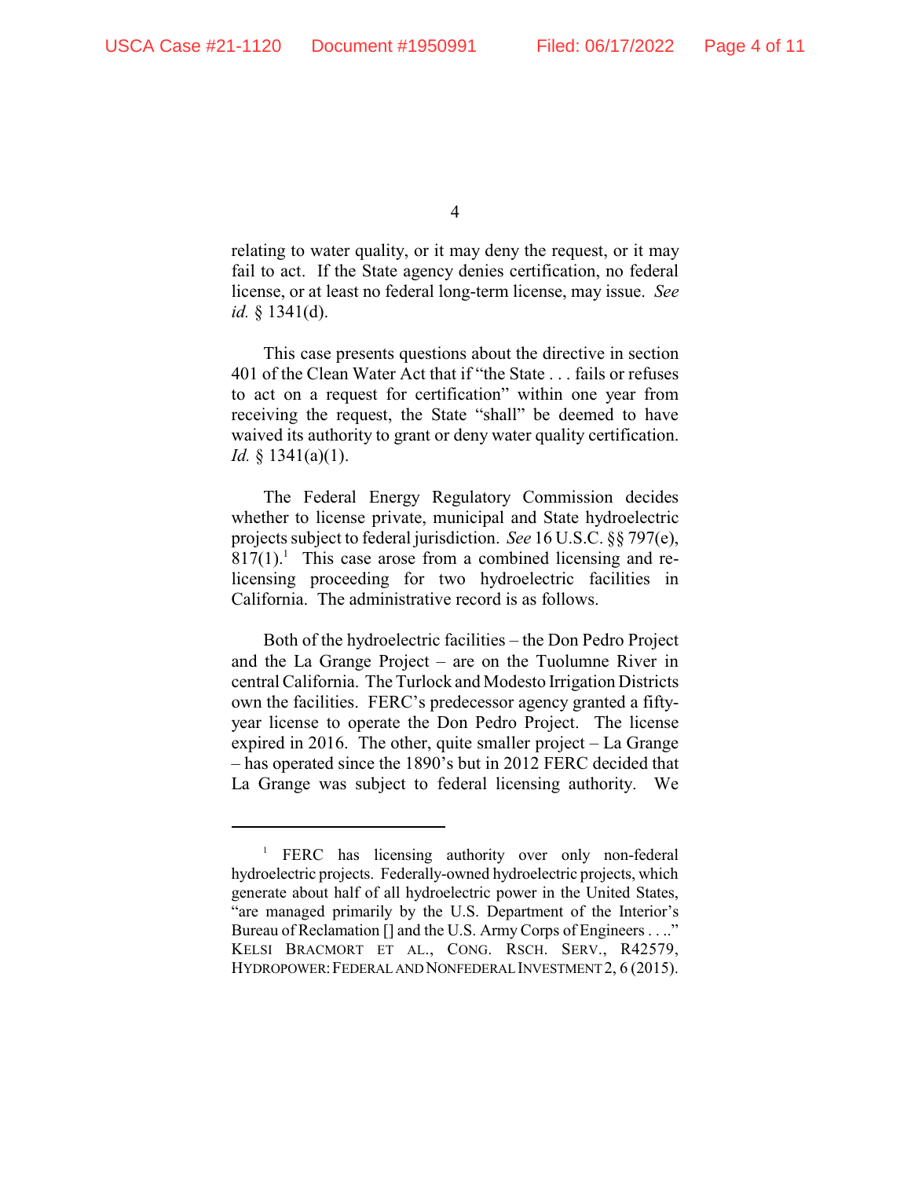relating to water quality, or it may deny the request, or it may fail to act. If the State agency denies certification, no federal license, or at least no federal long-term license, may issue. *See id.* § 1341(d).

This case presents questions about the directive in section 401 of the Clean Water Act that if "the State . . . fails or refuses to act on a request for certification" within one year from receiving the request, the State "shall" be deemed to have waived its authority to grant or deny water quality certification. *Id.* § 1341(a)(1).

The Federal Energy Regulatory Commission decides whether to license private, municipal and State hydroelectric projects subject to federal jurisdiction. *See* 16 U.S.C. §§ 797(e), 817(1).[1] This case arose from a combined licensing and re-licensing proceeding for two hydroelectric facilities in California. The administrative record is as follows.

Both of the hydroelectric facilities – the Don Pedro Project and the La Grange Project – are on the Tuolumne River in central California. The Turlock and Modesto Irrigation Districts own the facilities. FERC's predecessor agency granted a fifty-year license to operate the Don Pedro Project. The license expired in 2016. The other, quite smaller project – La Grange – has operated since the 1890's but in 2012 FERC decided that La Grange was subject to federal licensing authority. We

[1] FERC has licensing authority over only non-federal hydroelectric projects. Federally-owned hydroelectric projects, which generate about half of all hydroelectric power in the United States, "are managed primarily by the U.S. Department of the Interior's Bureau of Reclamation [] and the U.S. Army Corps of Engineers . . . ." KELSI BRACMORT ET AL., CONG. RSCH. SERV., R42579, HYDROPOWER: FEDERAL AND NONFEDERAL INVESTMENT 2, 6 (2015).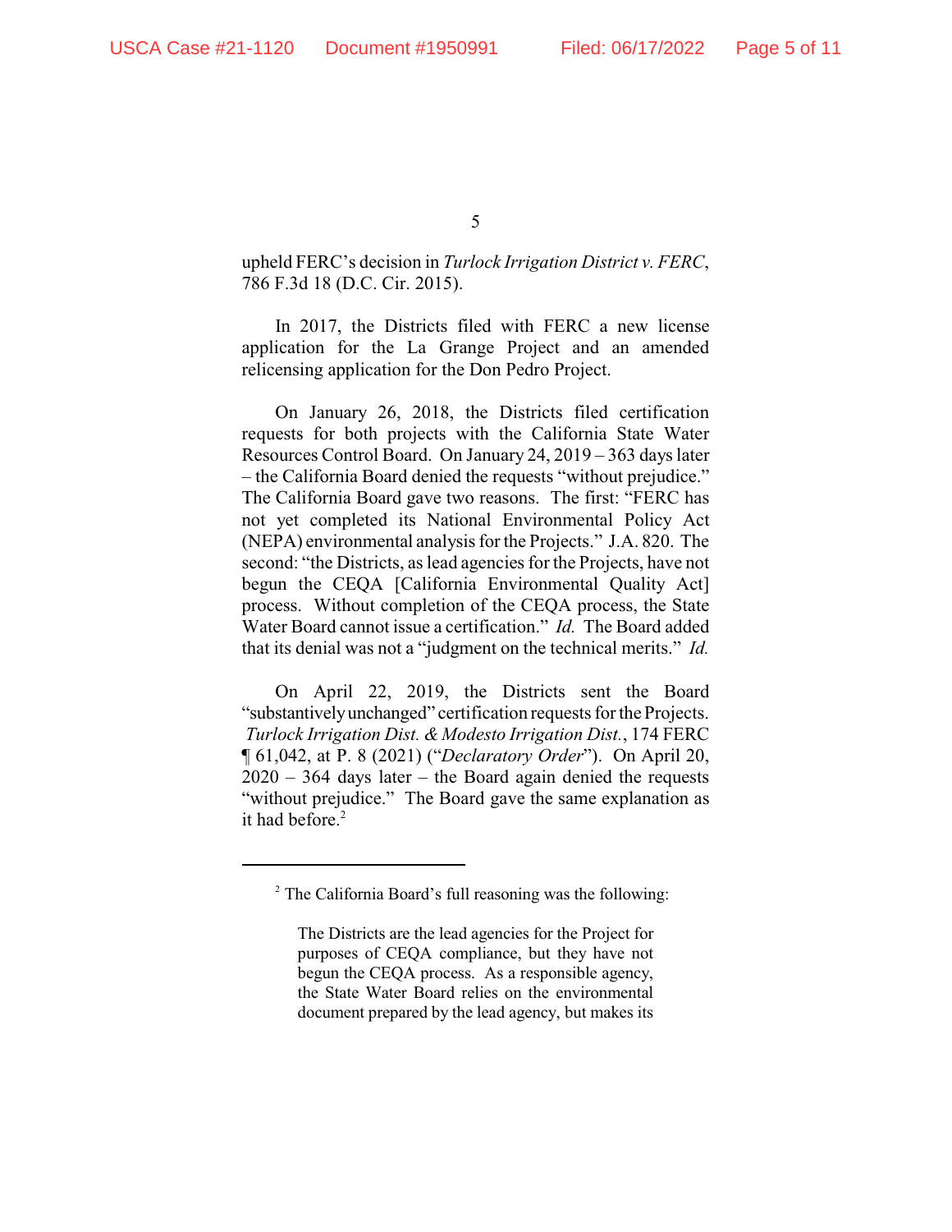upheld FERC's decision in *Turlock Irrigation District v. FERC*, 786 F.3d 18 (D.C. Cir. 2015).

In 2017, the Districts filed with FERC a new license application for the La Grange Project and an amended relicensing application for the Don Pedro Project.

On January 26, 2018, the Districts filed certification requests for both projects with the California State Water Resources Control Board. On January 24, 2019 – 363 days later – the California Board denied the requests "without prejudice." The California Board gave two reasons. The first: "FERC has not yet completed its National Environmental Policy Act (NEPA) environmental analysis for the Projects." J.A. 820. The second: "the Districts, as lead agencies for the Projects, have not begun the CEQA [California Environmental Quality Act] process. Without completion of the CEQA process, the State Water Board cannot issue a certification." *Id.* The Board added that its denial was not a "judgment on the technical merits." *Id.*

On April 22, 2019, the Districts sent the Board "substantively unchanged" certification requests for the Projects. *Turlock Irrigation Dist. & Modesto Irrigation Dist.*, 174 FERC ¶ 61,042, at P. 8 (2021) ("*Declaratory Order*"). On April 20, 2020 – 364 days later – the Board again denied the requests "without prejudice." The Board gave the same explanation as it had before.[2]

---

[2] The California Board's full reasoning was the following:

> The Districts are the lead agencies for the Project for purposes of CEQA compliance, but they have not begun the CEQA process. As a responsible agency, the State Water Board relies on the environmental document prepared by the lead agency, but makes its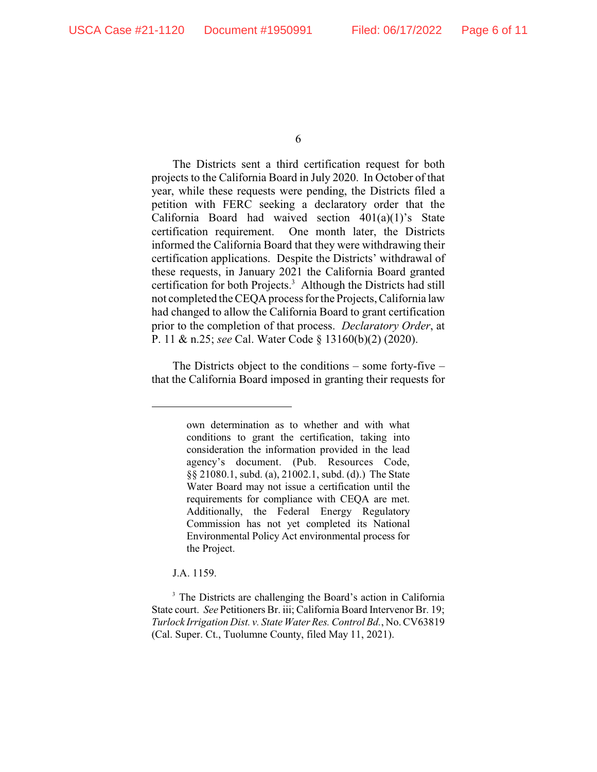The Districts sent a third certification request for both projects to the California Board in July 2020. In October of that year, while these requests were pending, the Districts filed a petition with FERC seeking a declaratory order that the California Board had waived section 401(a)(1)'s State certification requirement. One month later, the Districts informed the California Board that they were withdrawing their certification applications. Despite the Districts' withdrawal of these requests, in January 2021 the California Board granted certification for both Projects.[3] Although the Districts had still not completed the CEQA process for the Projects, California law had changed to allow the California Board to grant certification prior to the completion of that process. *Declaratory Order*, at P. 11 & n.25; *see* Cal. Water Code § 13160(b)(2) (2020).

The Districts object to the conditions – some forty-five – that the California Board imposed in granting their requests for

---

> own determination as to whether and with what conditions to grant the certification, taking into consideration the information provided in the lead agency's document. (Pub. Resources Code, §§ 21080.1, subd. (a), 21002.1, subd. (d).) The State Water Board may not issue a certification until the requirements for compliance with CEQA are met. Additionally, the Federal Energy Regulatory Commission has not yet completed its National Environmental Policy Act environmental process for the Project.

J.A. 1159.

[3] The Districts are challenging the Board's action in California State court. *See* Petitioners Br. iii; California Board Intervenor Br. 19; *Turlock Irrigation Dist. v. State Water Res. Control Bd.*, No. CV63819 (Cal. Super. Ct., Tuolumne County, filed May 11, 2021).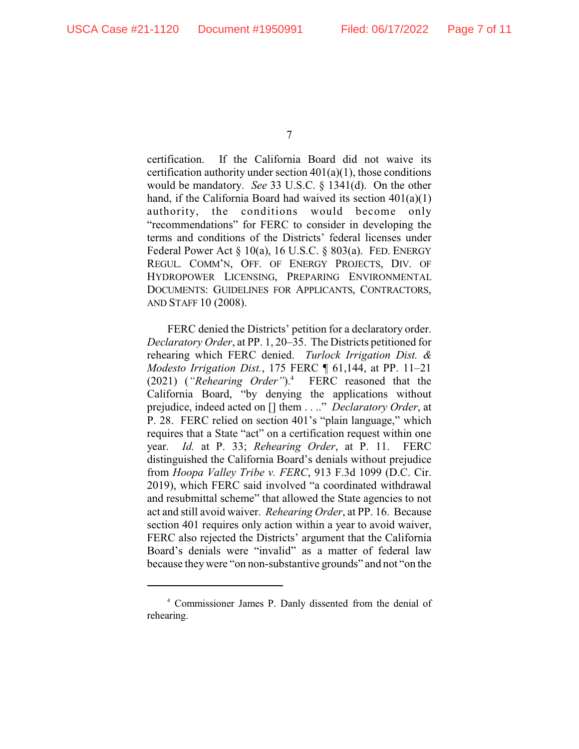certification. If the California Board did not waive its certification authority under section 401(a)(1), those conditions would be mandatory. *See* 33 U.S.C. § 1341(d). On the other hand, if the California Board had waived its section 401(a)(1) authority, the conditions would become only "recommendations" for FERC to consider in developing the terms and conditions of the Districts' federal licenses under Federal Power Act § 10(a), 16 U.S.C. § 803(a). FED. ENERGY REGUL. COMM'N, OFF. OF ENERGY PROJECTS, DIV. OF HYDROPOWER LICENSING, PREPARING ENVIRONMENTAL DOCUMENTS: GUIDELINES FOR APPLICANTS, CONTRACTORS, AND STAFF 10 (2008).

FERC denied the Districts' petition for a declaratory order. *Declaratory Order*, at PP. 1, 20–35. The Districts petitioned for rehearing which FERC denied. *Turlock Irrigation Dist. & Modesto Irrigation Dist.*, 175 FERC ¶ 61,144, at PP. 11–21 (2021) (*"Rehearing Order"*).[4] FERC reasoned that the California Board, "by denying the applications without prejudice, indeed acted on [] them . . .." *Declaratory Order*, at P. 28. FERC relied on section 401's "plain language," which requires that a State "act" on a certification request within one year. *Id.* at P. 33; *Rehearing Order*, at P. 11. FERC distinguished the California Board's denials without prejudice from *Hoopa Valley Tribe v. FERC*, 913 F.3d 1099 (D.C. Cir. 2019), which FERC said involved "a coordinated withdrawal and resubmittal scheme" that allowed the State agencies to not act and still avoid waiver. *Rehearing Order*, at PP. 16. Because section 401 requires only action within a year to avoid waiver, FERC also rejected the Districts' argument that the California Board's denials were "invalid" as a matter of federal law because they were "on non-substantive grounds" and not "on the

---

[4] Commissioner James P. Danly dissented from the denial of rehearing.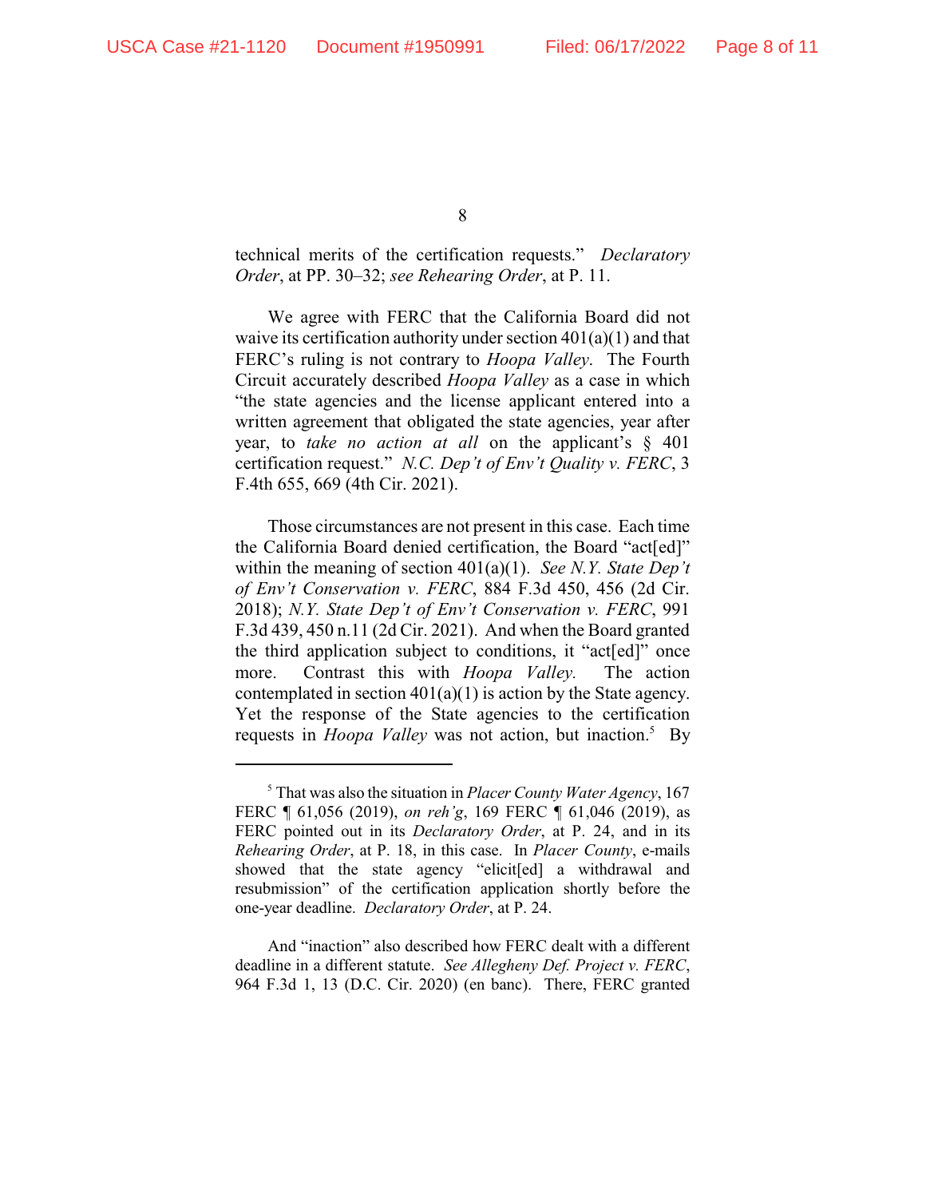technical merits of the certification requests." *Declaratory Order*, at PP. 30–32; *see Rehearing Order*, at P. 11.

We agree with FERC that the California Board did not waive its certification authority under section 401(a)(1) and that FERC's ruling is not contrary to *Hoopa Valley*. The Fourth Circuit accurately described *Hoopa Valley* as a case in which "the state agencies and the license applicant entered into a written agreement that obligated the state agencies, year after year, to *take no action at all* on the applicant's § 401 certification request." *N.C. Dep't of Env't Quality v. FERC*, 3 F.4th 655, 669 (4th Cir. 2021).

Those circumstances are not present in this case. Each time the California Board denied certification, the Board "act[ed]" within the meaning of section 401(a)(1). *See N.Y. State Dep't of Env't Conservation v. FERC*, 884 F.3d 450, 456 (2d Cir. 2018); *N.Y. State Dep't of Env't Conservation v. FERC*, 991 F.3d 439, 450 n.11 (2d Cir. 2021). And when the Board granted the third application subject to conditions, it "act[ed]" once more. Contrast this with *Hoopa Valley.* The action contemplated in section 401(a)(1) is action by the State agency. Yet the response of the State agencies to the certification requests in *Hoopa Valley* was not action, but inaction.[5] By

---

[5] That was also the situation in *Placer County Water Agency*, 167 FERC ¶ 61,056 (2019), *on reh'g*, 169 FERC ¶ 61,046 (2019), as FERC pointed out in its *Declaratory Order*, at P. 24, and in its *Rehearing Order*, at P. 18, in this case. In *Placer County*, e-mails showed that the state agency "elicit[ed] a withdrawal and resubmission" of the certification application shortly before the one-year deadline. *Declaratory Order*, at P. 24.

And "inaction" also described how FERC dealt with a different deadline in a different statute. *See Allegheny Def. Project v. FERC*, 964 F.3d 1, 13 (D.C. Cir. 2020) (en banc). There, FERC granted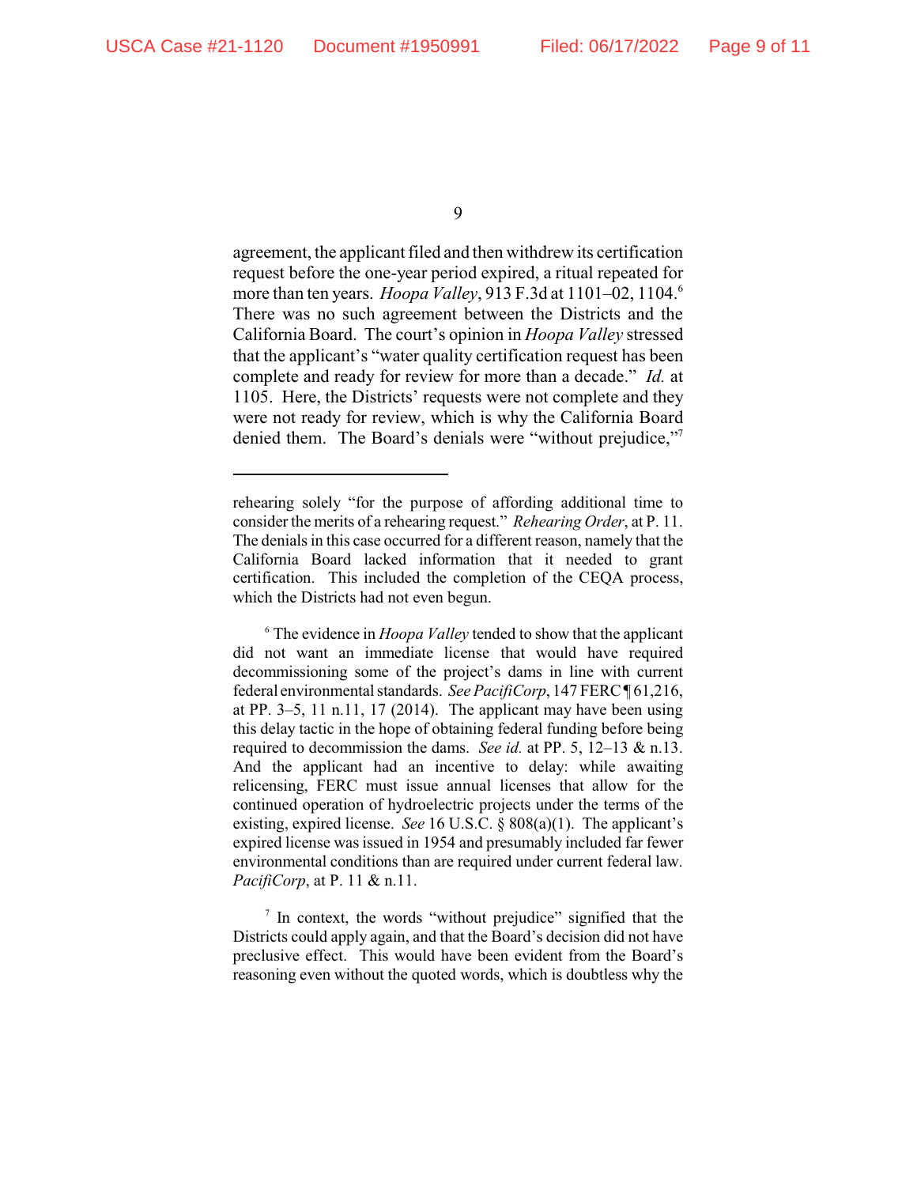agreement, the applicant filed and then withdrew its certification request before the one-year period expired, a ritual repeated for more than ten years. *Hoopa Valley*, 913 F.3d at 1101–02, 1104.[6] There was no such agreement between the Districts and the California Board. The court's opinion in *Hoopa Valley* stressed that the applicant's "water quality certification request has been complete and ready for review for more than a decade." *Id.* at 1105. Here, the Districts' requests were not complete and they were not ready for review, which is why the California Board denied them. The Board's denials were "without prejudice,"[7]

---

rehearing solely "for the purpose of affording additional time to consider the merits of a rehearing request." *Rehearing Order*, at P. 11. The denials in this case occurred for a different reason, namely that the California Board lacked information that it needed to grant certification. This included the completion of the CEQA process, which the Districts had not even begun.

[6] The evidence in *Hoopa Valley* tended to show that the applicant did not want an immediate license that would have required decommissioning some of the project's dams in line with current federal environmental standards. *See PacifiCorp*, 147 FERC ¶ 61,216, at PP. 3–5, 11 n.11, 17 (2014). The applicant may have been using this delay tactic in the hope of obtaining federal funding before being required to decommission the dams. *See id.* at PP. 5, 12–13 & n.13. And the applicant had an incentive to delay: while awaiting relicensing, FERC must issue annual licenses that allow for the continued operation of hydroelectric projects under the terms of the existing, expired license. *See* 16 U.S.C. § 808(a)(1). The applicant's expired license was issued in 1954 and presumably included far fewer environmental conditions than are required under current federal law. *PacifiCorp*, at P. 11 & n.11.

[7] In context, the words "without prejudice" signified that the Districts could apply again, and that the Board's decision did not have preclusive effect. This would have been evident from the Board's reasoning even without the quoted words, which is doubtless why the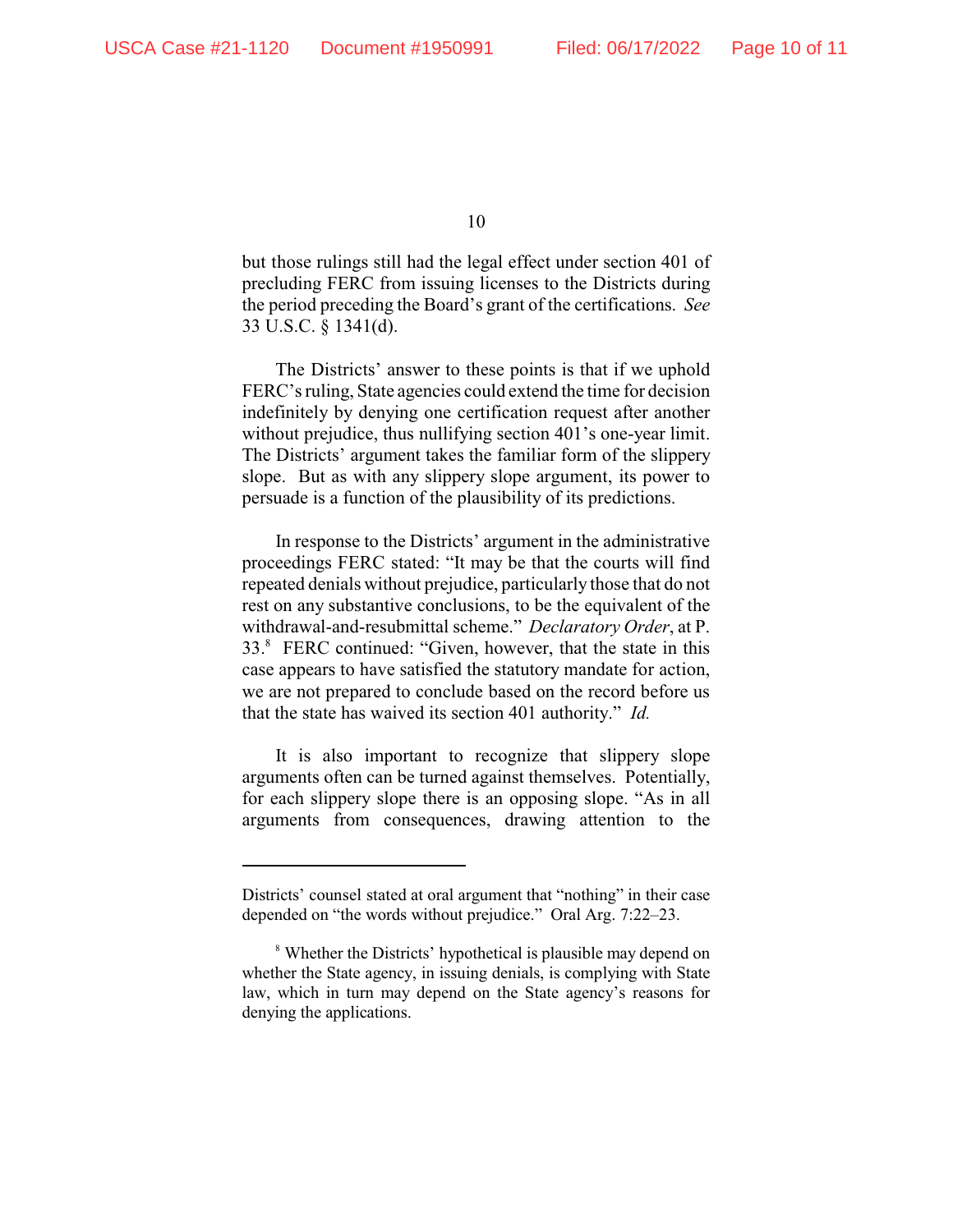but those rulings still had the legal effect under section 401 of precluding FERC from issuing licenses to the Districts during the period preceding the Board's grant of the certifications. *See* 33 U.S.C. § 1341(d).

The Districts' answer to these points is that if we uphold FERC's ruling, State agencies could extend the time for decision indefinitely by denying one certification request after another without prejudice, thus nullifying section 401's one-year limit. The Districts' argument takes the familiar form of the slippery slope. But as with any slippery slope argument, its power to persuade is a function of the plausibility of its predictions.

In response to the Districts' argument in the administrative proceedings FERC stated: "It may be that the courts will find repeated denials without prejudice, particularly those that do not rest on any substantive conclusions, to be the equivalent of the withdrawal-and-resubmittal scheme." *Declaratory Order*, at P. 33.[8] FERC continued: "Given, however, that the state in this case appears to have satisfied the statutory mandate for action, we are not prepared to conclude based on the record before us that the state has waived its section 401 authority." *Id.*

It is also important to recognize that slippery slope arguments often can be turned against themselves. Potentially, for each slippery slope there is an opposing slope. "As in all arguments from consequences, drawing attention to the

---

Districts' counsel stated at oral argument that "nothing" in their case depended on "the words without prejudice." Oral Arg. 7:22–23.

[8] Whether the Districts' hypothetical is plausible may depend on whether the State agency, in issuing denials, is complying with State law, which in turn may depend on the State agency's reasons for denying the applications.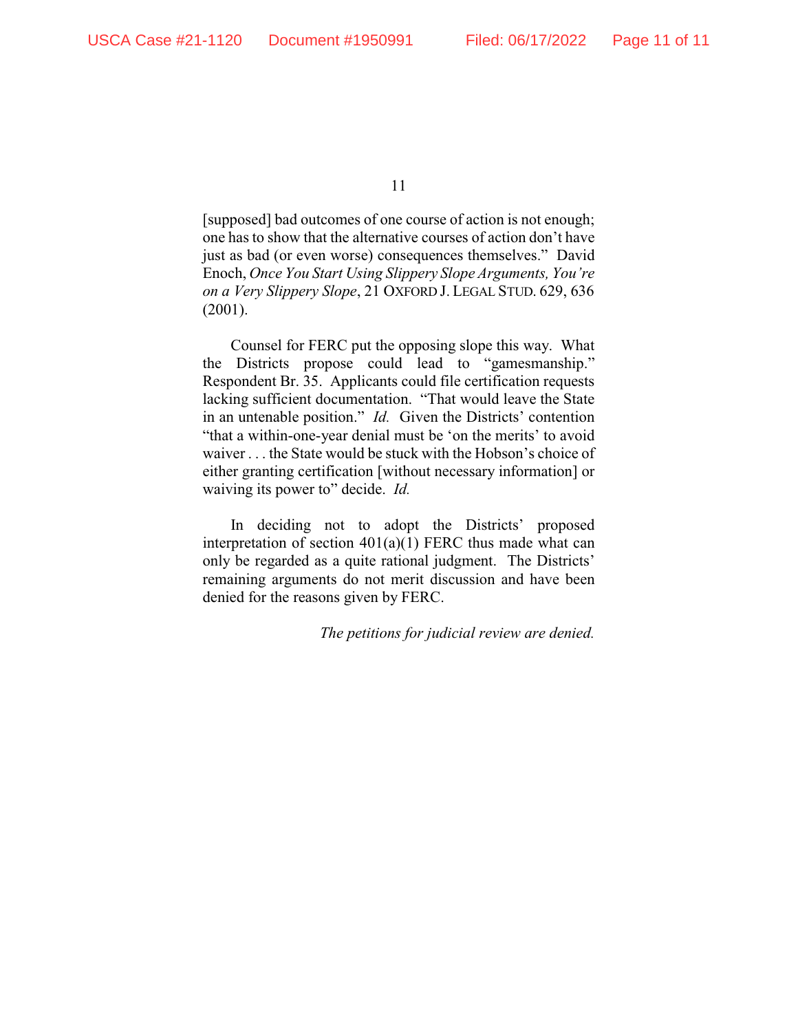[supposed] bad outcomes of one course of action is not enough; one has to show that the alternative courses of action don't have just as bad (or even worse) consequences themselves." David Enoch, *Once You Start Using Slippery Slope Arguments, You're on a Very Slippery Slope*, 21 OXFORD J. LEGAL STUD. 629, 636 (2001).

Counsel for FERC put the opposing slope this way. What the Districts propose could lead to "gamesmanship." Respondent Br. 35. Applicants could file certification requests lacking sufficient documentation. "That would leave the State in an untenable position." *Id.* Given the Districts' contention "that a within-one-year denial must be 'on the merits' to avoid waiver . . . the State would be stuck with the Hobson's choice of either granting certification [without necessary information] or waiving its power to" decide. *Id.*

In deciding not to adopt the Districts' proposed interpretation of section 401(a)(1) FERC thus made what can only be regarded as a quite rational judgment. The Districts' remaining arguments do not merit discussion and have been denied for the reasons given by FERC.

*The petitions for judicial review are denied.*